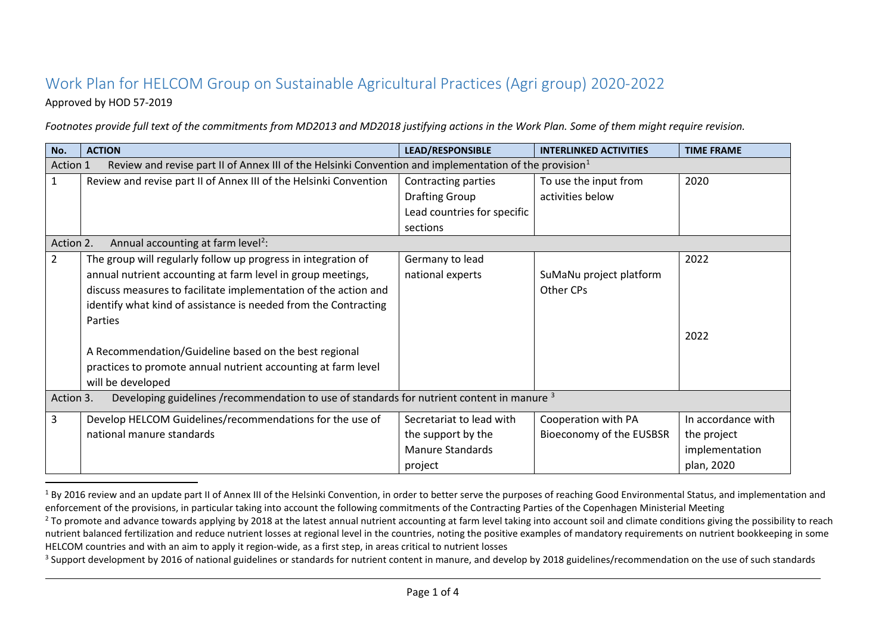# Work Plan for HELCOM Group on Sustainable Agricultural Practices (Agri group) 2020-2022

Approved by HOD 57-2019

*Footnotes provide full text of the commitments from MD2013 and MD2018 justifying actions in the Work Plan. Some of them might require revision.*

| No. | ACTION | LEAD/RESPONSIBLE | INTERLINKED ACTIVITIES | TIME FRAME |
|---|---|---|---|---|
| Action 1 | Review and revise part II of Annex III of the Helsinki Convention and implementation of the provision[1] | | | |
| 1 | Review and revise part II of Annex III of the Helsinki Convention | Contracting parties<br>Drafting Group<br>Lead countries for specific sections | To use the input from activities below | 2020 |
| Action 2. | Annual accounting at farm level[2]: | | | |
| 2 | The group will regularly follow up progress in integration of annual nutrient accounting at farm level in group meetings, discuss measures to facilitate implementation of the action and identify what kind of assistance is needed from the Contracting Parties<br><br>A Recommendation/Guideline based on the best regional practices to promote annual nutrient accounting at farm level will be developed | Germany to lead<br>national experts | SuMaNu project platform<br>Other CPs | 2022<br><br>2022 |
| Action 3. | Developing guidelines /recommendation to use of standards for nutrient content in manure [3] | | | |
| 3 | Develop HELCOM Guidelines/recommendations for the use of national manure standards | Secretariat to lead with the support by the Manure Standards project | Cooperation with PA Bioeconomy of the EUSBSR | In accordance with the project implementation plan, 2020 |

[1] By 2016 review and an update part II of Annex III of the Helsinki Convention, in order to better serve the purposes of reaching Good Environmental Status, and implementation and enforcement of the provisions, in particular taking into account the following commitments of the Contracting Parties of the Copenhagen Ministerial Meeting

[2] To promote and advance towards applying by 2018 at the latest annual nutrient accounting at farm level taking into account soil and climate conditions giving the possibility to reach nutrient balanced fertilization and reduce nutrient losses at regional level in the countries, noting the positive examples of mandatory requirements on nutrient bookkeeping in some HELCOM countries and with an aim to apply it region-wide, as a first step, in areas critical to nutrient losses

[3] Support development by 2016 of national guidelines or standards for nutrient content in manure, and develop by 2018 guidelines/recommendation on the use of such standards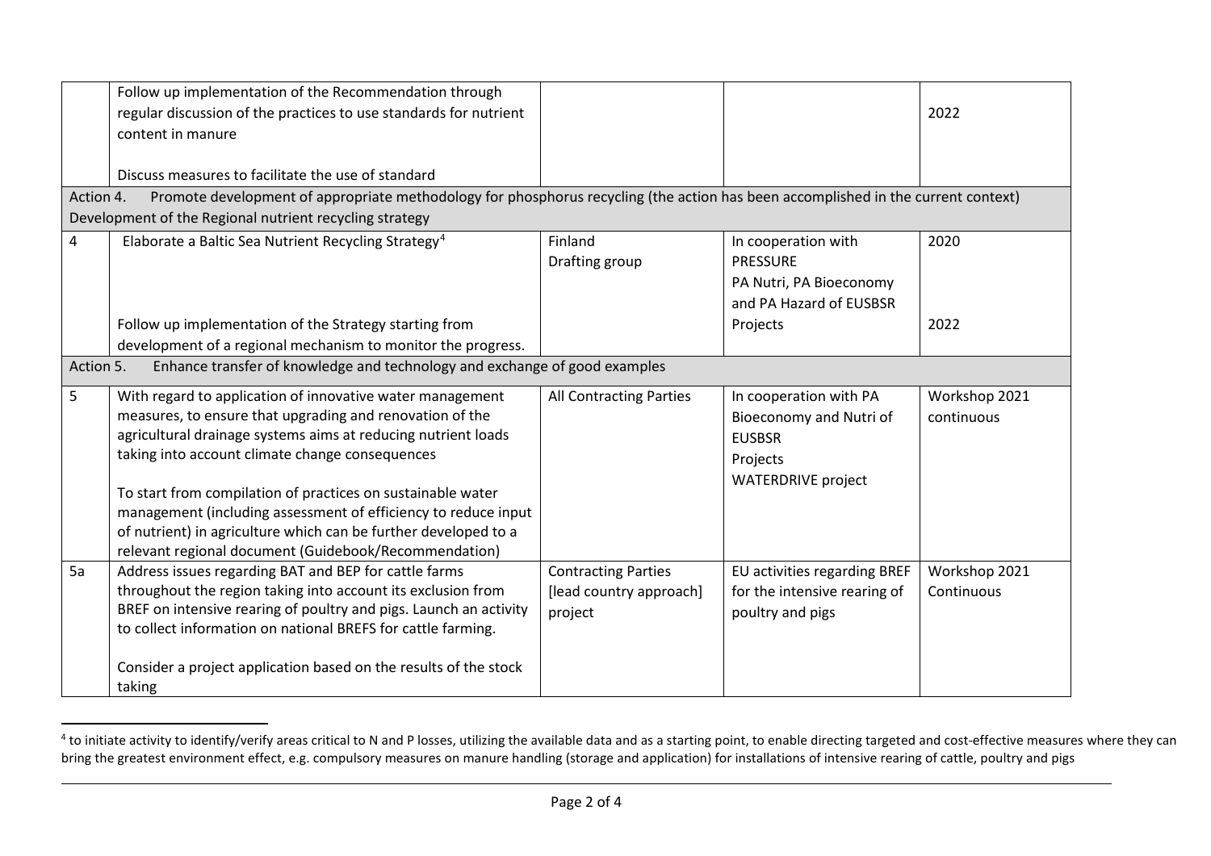| | | | | |
|---|---|---|---|---|
| | Follow up implementation of the Recommendation through regular discussion of the practices to use standards for nutrient content in manure<br><br>Discuss measures to facilitate the use of standard | | | 2022 |
| **Action 4.** Promote development of appropriate methodology for phosphorus recycling (the action has been accomplished in the current context)<br>Development of the Regional nutrient recycling strategy | | | | |
| 4 | Elaborate a Baltic Sea Nutrient Recycling Strategy[4]<br><br>Follow up implementation of the Strategy starting from development of a regional mechanism to monitor the progress. | Finland<br>Drafting group | In cooperation with PRESSURE<br>PA Nutri, PA Bioeconomy and PA Hazard of EUSBSR<br>Projects | 2020<br><br>2022 |
| **Action 5.** Enhance transfer of knowledge and technology and exchange of good examples | | | | |
| 5 | With regard to application of innovative water management measures, to ensure that upgrading and renovation of the agricultural drainage systems aims at reducing nutrient loads taking into account climate change consequences<br><br>To start from compilation of practices on sustainable water management (including assessment of efficiency to reduce input of nutrient) in agriculture which can be further developed to a relevant regional document (Guidebook/Recommendation) | All Contracting Parties | In cooperation with PA Bioeconomy and Nutri of EUSBSR<br>Projects<br>WATERDRIVE project | Workshop 2021<br>continuous |
| 5a | Address issues regarding BAT and BEP for cattle farms throughout the region taking into account its exclusion from BREF on intensive rearing of poultry and pigs. Launch an activity to collect information on national BREFS for cattle farming.<br><br>Consider a project application based on the results of the stock taking | Contracting Parties<br>[lead country approach]<br>project | EU activities regarding BREF for the intensive rearing of poultry and pigs | Workshop 2021<br>Continuous |

[4] to initiate activity to identify/verify areas critical to N and P losses, utilizing the available data and as a starting point, to enable directing targeted and cost-effective measures where they can bring the greatest environment effect, e.g. compulsory measures on manure handling (storage and application) for installations of intensive rearing of cattle, poultry and pigs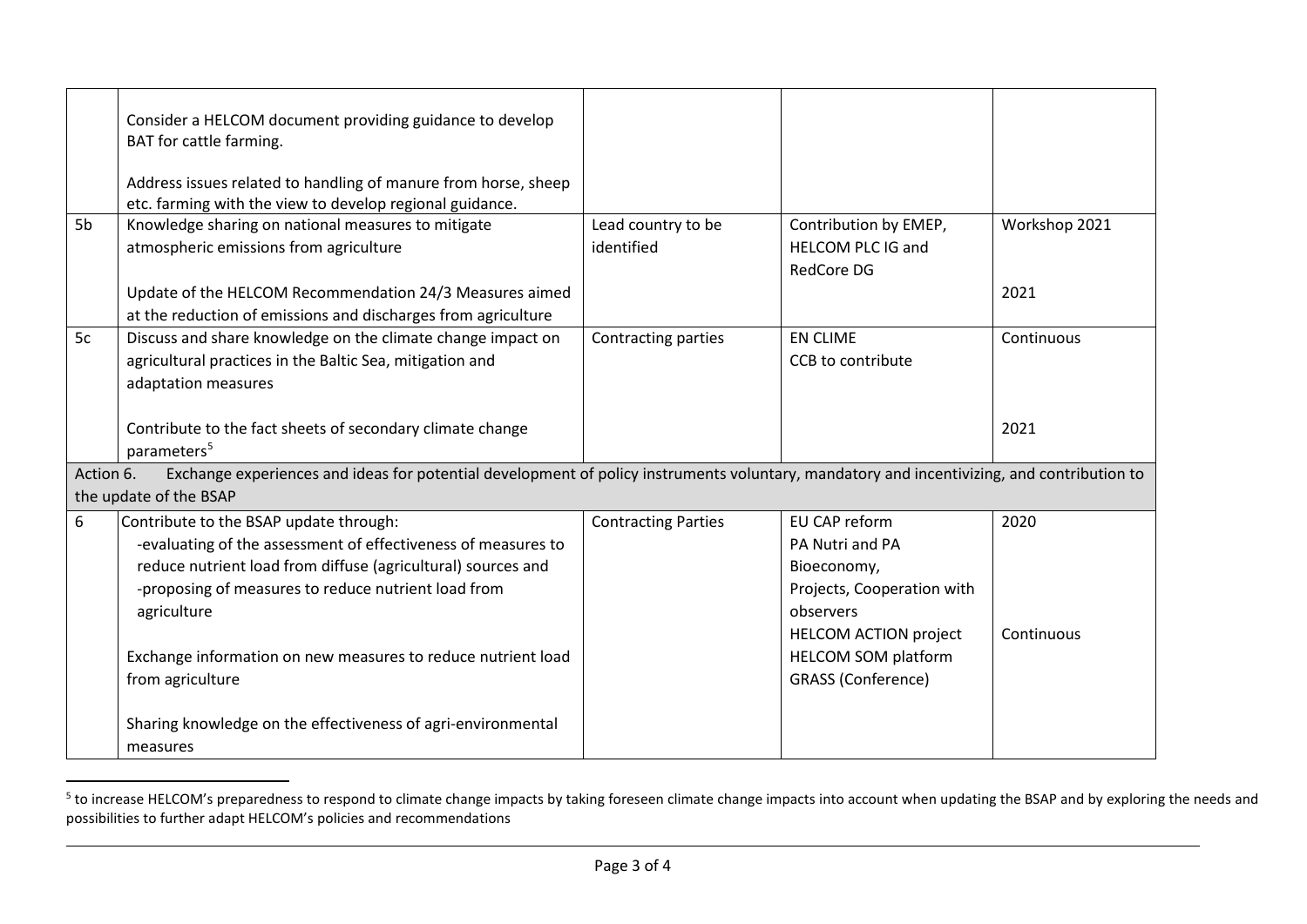| | | | | |
|---|---|---|---|---|
| | Consider a HELCOM document providing guidance to develop BAT for cattle farming.<br><br>Address issues related to handling of manure from horse, sheep etc. farming with the view to develop regional guidance. | | | |
| 5b | Knowledge sharing on national measures to mitigate atmospheric emissions from agriculture<br><br>Update of the HELCOM Recommendation 24/3 Measures aimed at the reduction of emissions and discharges from agriculture | Lead country to be identified | Contribution by EMEP, HELCOM PLC IG and RedCore DG | Workshop 2021<br><br>2021 |
| 5c | Discuss and share knowledge on the climate change impact on agricultural practices in the Baltic Sea, mitigation and adaptation measures<br><br>Contribute to the fact sheets of secondary climate change parameters[5] | Contracting parties | EN CLIME<br>CCB to contribute | Continuous<br><br>2021 |
| Action 6. Exchange experiences and ideas for potential development of policy instruments voluntary, mandatory and incentivizing, and contribution to the update of the BSAP | | | | |
| 6 | Contribute to the BSAP update through:<br>-evaluating of the assessment of effectiveness of measures to reduce nutrient load from diffuse (agricultural) sources and<br>-proposing of measures to reduce nutrient load from agriculture<br><br>Exchange information on new measures to reduce nutrient load from agriculture<br><br>Sharing knowledge on the effectiveness of agri-environmental measures | Contracting Parties | EU CAP reform<br>PA Nutri and PA Bioeconomy,<br>Projects, Cooperation with observers<br>HELCOM ACTION project<br>HELCOM SOM platform<br>GRASS (Conference) | 2020<br><br>Continuous |

[5] to increase HELCOM's preparedness to respond to climate change impacts by taking foreseen climate change impacts into account when updating the BSAP and by exploring the needs and possibilities to further adapt HELCOM's policies and recommendations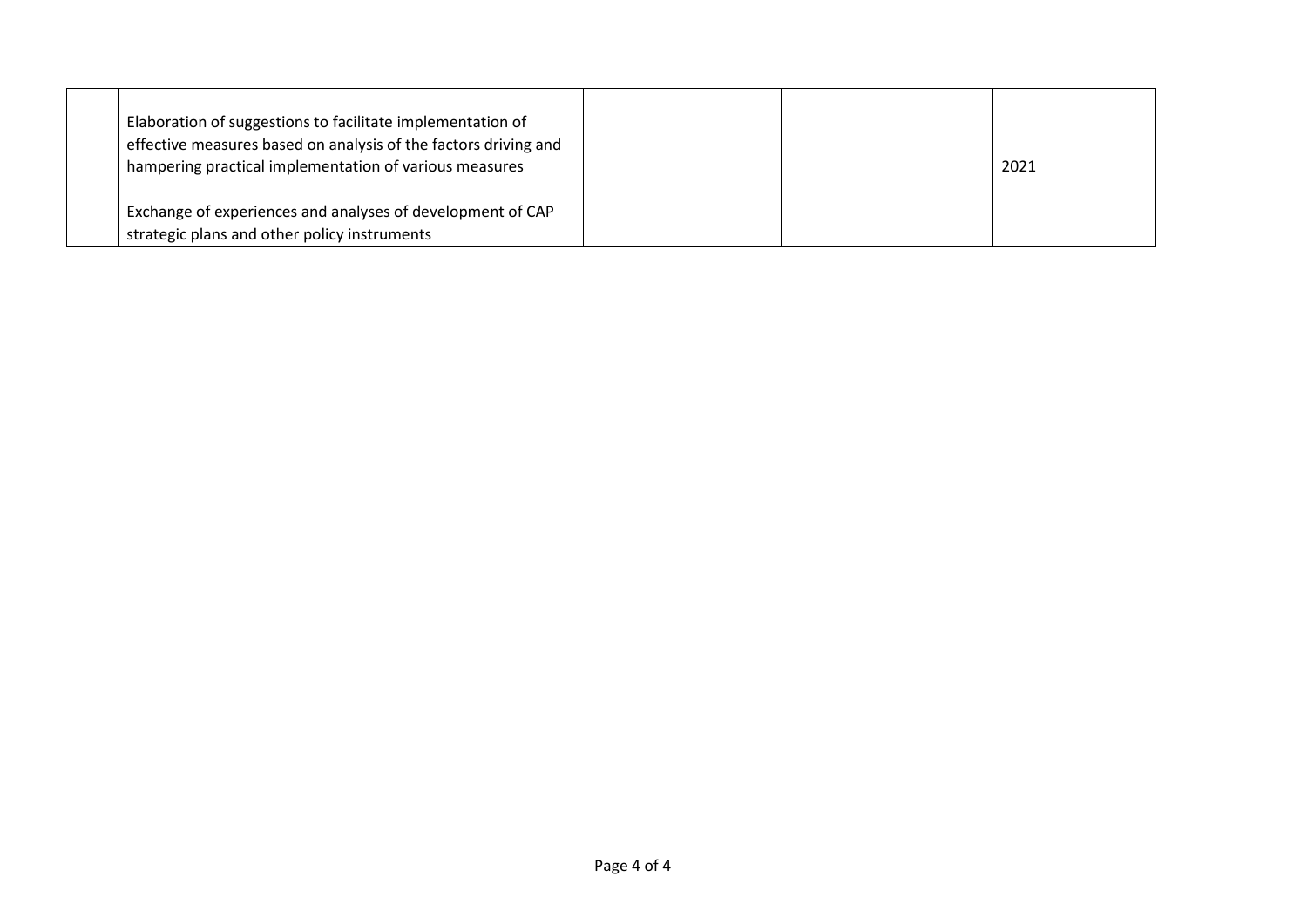| | | | | |
|---|---|---|---|---|
| | Elaboration of suggestions to facilitate implementation of effective measures based on analysis of the factors driving and hampering practical implementation of various measures<br><br>Exchange of experiences and analyses of development of CAP strategic plans and other policy instruments | | | 2021 |